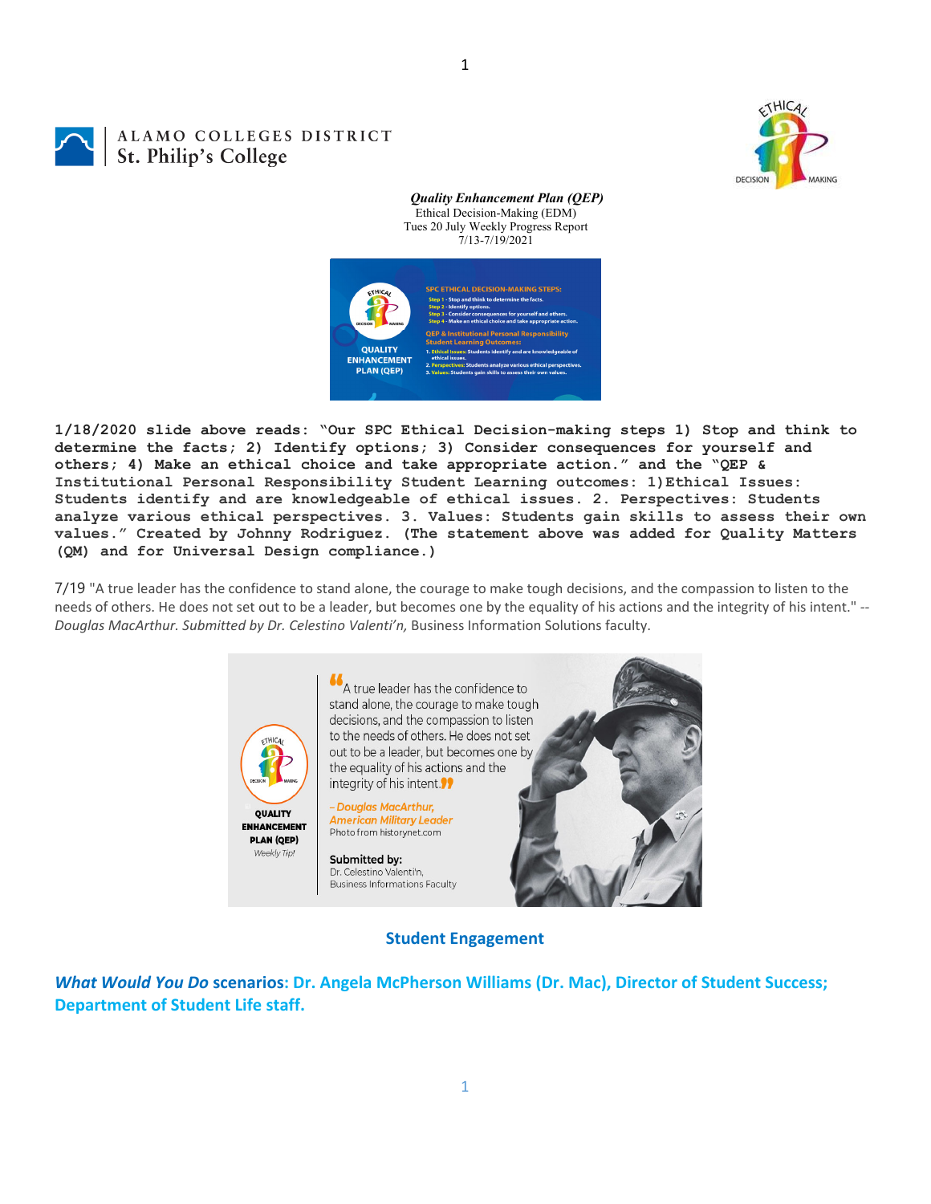ALAMO COLLEGES DISTRICT
St. Philip's College

*Quality Enhancement Plan (QEP)*
Ethical Decision-Making (EDM)
Tues 20 July Weekly Progress Report
7/13-7/19/2021

**1/18/2020 slide above reads: "Our SPC Ethical Decision-making steps 1) Stop and think to determine the facts; 2) Identify options; 3) Consider consequences for yourself and others; 4) Make an ethical choice and take appropriate action." and the "QEP & Institutional Personal Responsibility Student Learning outcomes: 1)Ethical Issues: Students identify and are knowledgeable of ethical issues. 2. Perspectives: Students analyze various ethical perspectives. 3. Values: Students gain skills to assess their own values." Created by Johnny Rodriguez. (The statement above was added for Quality Matters (QM) and for Universal Design compliance.)**

7/19 "A true leader has the confidence to stand alone, the courage to make tough decisions, and the compassion to listen to the needs of others. He does not set out to be a leader, but becomes one by the equality of his actions and the integrity of his intent." -- *Douglas MacArthur. Submitted by Dr. Celestino Valenti'n,* Business Information Solutions faculty.

## Student Engagement

***What Would You Do* scenarios: Dr. Angela McPherson Williams (Dr. Mac), Director of Student Success; Department of Student Life staff.**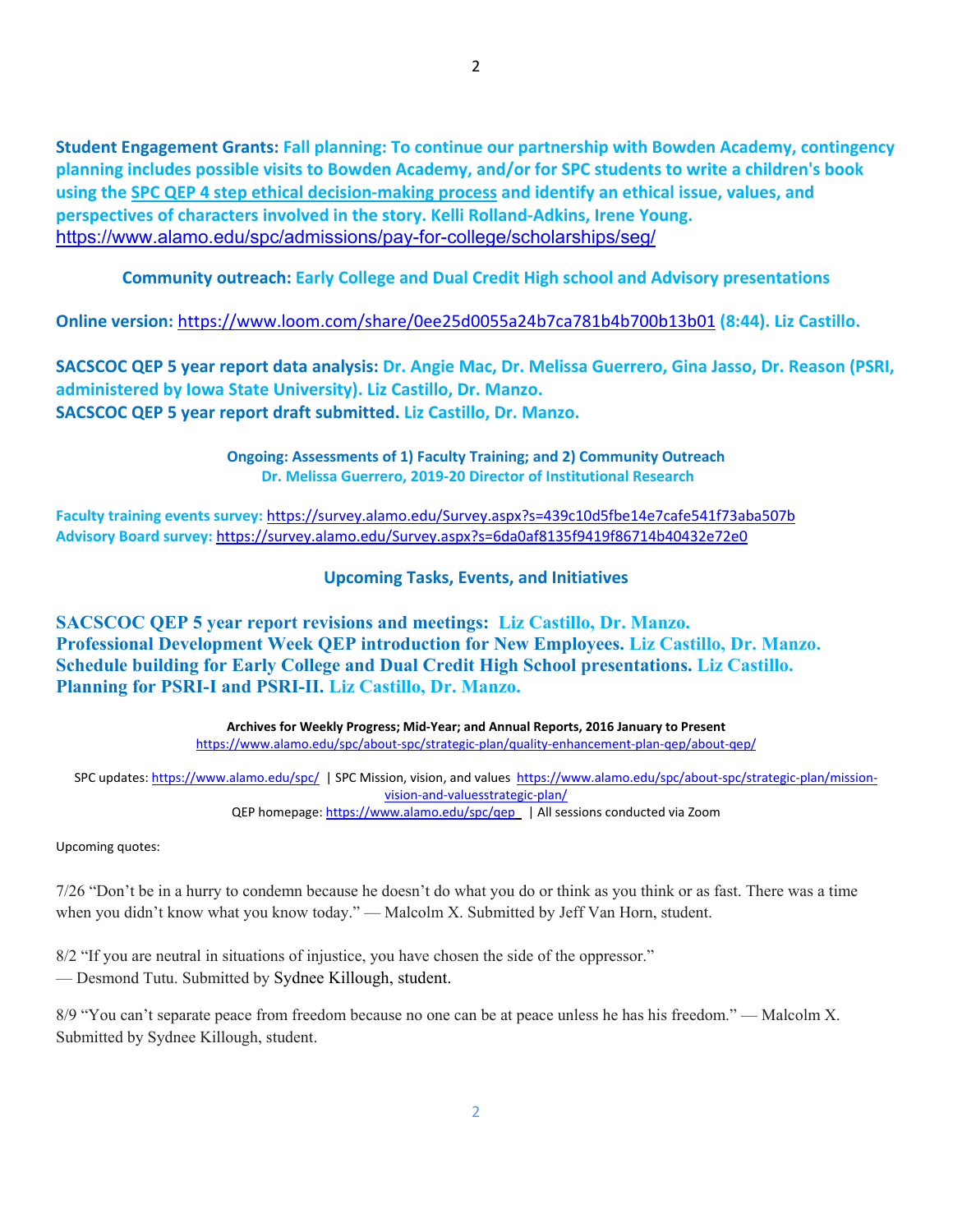**Student Engagement Grants: Fall planning: To continue our partnership with Bowden Academy, contingency planning includes possible visits to Bowden Academy, and/or for SPC students to write a children's book using the SPC QEP 4 step ethical decision-making process and identify an ethical issue, values, and perspectives of characters involved in the story. Kelli Rolland-Adkins, Irene Young.**
https://www.alamo.edu/spc/admissions/pay-for-college/scholarships/seg/

**Community outreach: Early College and Dual Credit High school and Advisory presentations**

**Online version:** https://www.loom.com/share/0ee25d0055a24b7ca781b4b700b13b01 **(8:44). Liz Castillo.**

**SACSCOC QEP 5 year report data analysis: Dr. Angie Mac, Dr. Melissa Guerrero, Gina Jasso, Dr. Reason (PSRI, administered by Iowa State University). Liz Castillo, Dr. Manzo.**
**SACSCOC QEP 5 year report draft submitted. Liz Castillo, Dr. Manzo.**

**Ongoing: Assessments of 1) Faculty Training; and 2) Community Outreach**
**Dr. Melissa Guerrero, 2019-20 Director of Institutional Research**

**Faculty training events survey:** https://survey.alamo.edu/Survey.aspx?s=439c10d5fbe14e7cafe541f73aba507b
**Advisory Board survey:** https://survey.alamo.edu/Survey.aspx?s=6da0af8135f9419f86714b40432e72e0

## Upcoming Tasks, Events, and Initiatives

**SACSCOC QEP 5 year report revisions and meetings: Liz Castillo, Dr. Manzo.**
**Professional Development Week QEP introduction for New Employees. Liz Castillo, Dr. Manzo.**
**Schedule building for Early College and Dual Credit High School presentations. Liz Castillo.**
**Planning for PSRI-I and PSRI-II. Liz Castillo, Dr. Manzo.**

**Archives for Weekly Progress; Mid-Year; and Annual Reports, 2016 January to Present**
https://www.alamo.edu/spc/about-spc/strategic-plan/quality-enhancement-plan-qep/about-qep/

SPC updates: https://www.alamo.edu/spc/ | SPC Mission, vision, and values https://www.alamo.edu/spc/about-spc/strategic-plan/mission-vision-and-valuesstrategic-plan/
QEP homepage: https://www.alamo.edu/spc/qep | All sessions conducted via Zoom

Upcoming quotes:

7/26 "Don't be in a hurry to condemn because he doesn't do what you do or think as you think or as fast. There was a time when you didn't know what you know today." — Malcolm X. Submitted by Jeff Van Horn, student.

8/2 "If you are neutral in situations of injustice, you have chosen the side of the oppressor."
— Desmond Tutu. Submitted by Sydnee Killough, student.

8/9 "You can't separate peace from freedom because no one can be at peace unless he has his freedom." — Malcolm X. Submitted by Sydnee Killough, student.